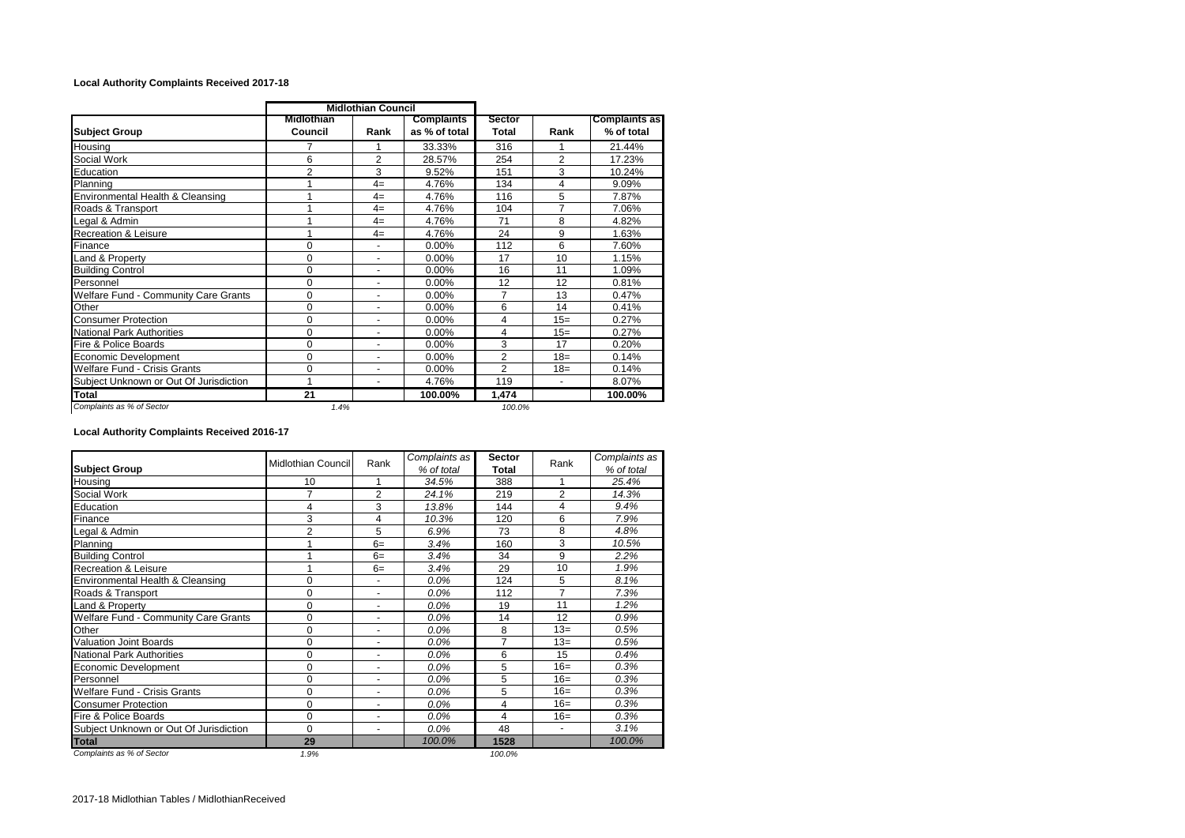### Local Authority Complaints Received 2017-18

| | Midlothian Council | | | | | |
|---|---|---|---|---|---|---|
| **Subject Group** | **Midlothian Council** | **Rank** | **Complaints as % of total** | **Sector Total** | **Rank** | **Complaints as % of total** |
| Housing | 7 | 1 | 33.33% | 316 | 1 | 21.44% |
| Social Work | 6 | 2 | 28.57% | 254 | 2 | 17.23% |
| Education | 2 | 3 | 9.52% | 151 | 3 | 10.24% |
| Planning | 1 | 4= | 4.76% | 134 | 4 | 9.09% |
| Environmental Health & Cleansing | 1 | 4= | 4.76% | 116 | 5 | 7.87% |
| Roads & Transport | 1 | 4= | 4.76% | 104 | 7 | 7.06% |
| Legal & Admin | 1 | 4= | 4.76% | 71 | 8 | 4.82% |
| Recreation & Leisure | 1 | 4= | 4.76% | 24 | 9 | 1.63% |
| Finance | 0 | - | 0.00% | 112 | 6 | 7.60% |
| Land & Property | 0 | - | 0.00% | 17 | 10 | 1.15% |
| Building Control | 0 | - | 0.00% | 16 | 11 | 1.09% |
| Personnel | 0 | - | 0.00% | 12 | 12 | 0.81% |
| Welfare Fund - Community Care Grants | 0 | - | 0.00% | 7 | 13 | 0.47% |
| Other | 0 | - | 0.00% | 6 | 14 | 0.41% |
| Consumer Protection | 0 | - | 0.00% | 4 | 15= | 0.27% |
| National Park Authorities | 0 | - | 0.00% | 4 | 15= | 0.27% |
| Fire & Police Boards | 0 | - | 0.00% | 3 | 17 | 0.20% |
| Economic Development | 0 | - | 0.00% | 2 | 18= | 0.14% |
| Welfare Fund - Crisis Grants | 0 | - | 0.00% | 2 | 18= | 0.14% |
| Subject Unknown or Out Of Jurisdiction | 1 | - | 4.76% | 119 | - | 8.07% |
| **Total** | **21** | | **100.00%** | **1,474** | | **100.00%** |
| *Complaints as % of Sector* | *1.4%* | | | *100.0%* | | |

### Local Authority Complaints Received 2016-17

| **Subject Group** | Midlothian Council | Rank | *Complaints as % of total* | **Sector Total** | Rank | *Complaints as % of total* |
|---|---|---|---|---|---|---|
| Housing | 10 | 1 | *34.5%* | 388 | 1 | *25.4%* |
| Social Work | 7 | 2 | *24.1%* | 219 | 2 | *14.3%* |
| Education | 4 | 3 | *13.8%* | 144 | 4 | *9.4%* |
| Finance | 3 | 4 | *10.3%* | 120 | 6 | *7.9%* |
| Legal & Admin | 2 | 5 | *6.9%* | 73 | 8 | *4.8%* |
| Planning | 1 | 6= | *3.4%* | 160 | 3 | *10.5%* |
| Building Control | 1 | 6= | *3.4%* | 34 | 9 | *2.2%* |
| Recreation & Leisure | 1 | 6= | *3.4%* | 29 | 10 | *1.9%* |
| Environmental Health & Cleansing | 0 | - | *0.0%* | 124 | 5 | *8.1%* |
| Roads & Transport | 0 | - | *0.0%* | 112 | 7 | *7.3%* |
| Land & Property | 0 | - | *0.0%* | 19 | 11 | *1.2%* |
| Welfare Fund - Community Care Grants | 0 | - | *0.0%* | 14 | 12 | *0.9%* |
| Other | 0 | - | *0.0%* | 8 | 13= | *0.5%* |
| Valuation Joint Boards | 0 | - | *0.0%* | 7 | 13= | *0.5%* |
| National Park Authorities | 0 | - | *0.0%* | 6 | 15 | *0.4%* |
| Economic Development | 0 | - | *0.0%* | 5 | 16= | *0.3%* |
| Personnel | 0 | - | *0.0%* | 5 | 16= | *0.3%* |
| Welfare Fund - Crisis Grants | 0 | - | *0.0%* | 5 | 16= | *0.3%* |
| Consumer Protection | 0 | - | *0.0%* | 4 | 16= | *0.3%* |
| Fire & Police Boards | 0 | - | *0.0%* | 4 | 16= | *0.3%* |
| Subject Unknown or Out Of Jurisdiction | 0 | - | *0.0%* | 48 | - | *3.1%* |
| **Total** | **29** | | *100.0%* | **1528** | | *100.0%* |
| *Complaints as % of Sector* | *1.9%* | | | *100.0%* | | |

2017-18 Midlothian Tables / MidlothianReceived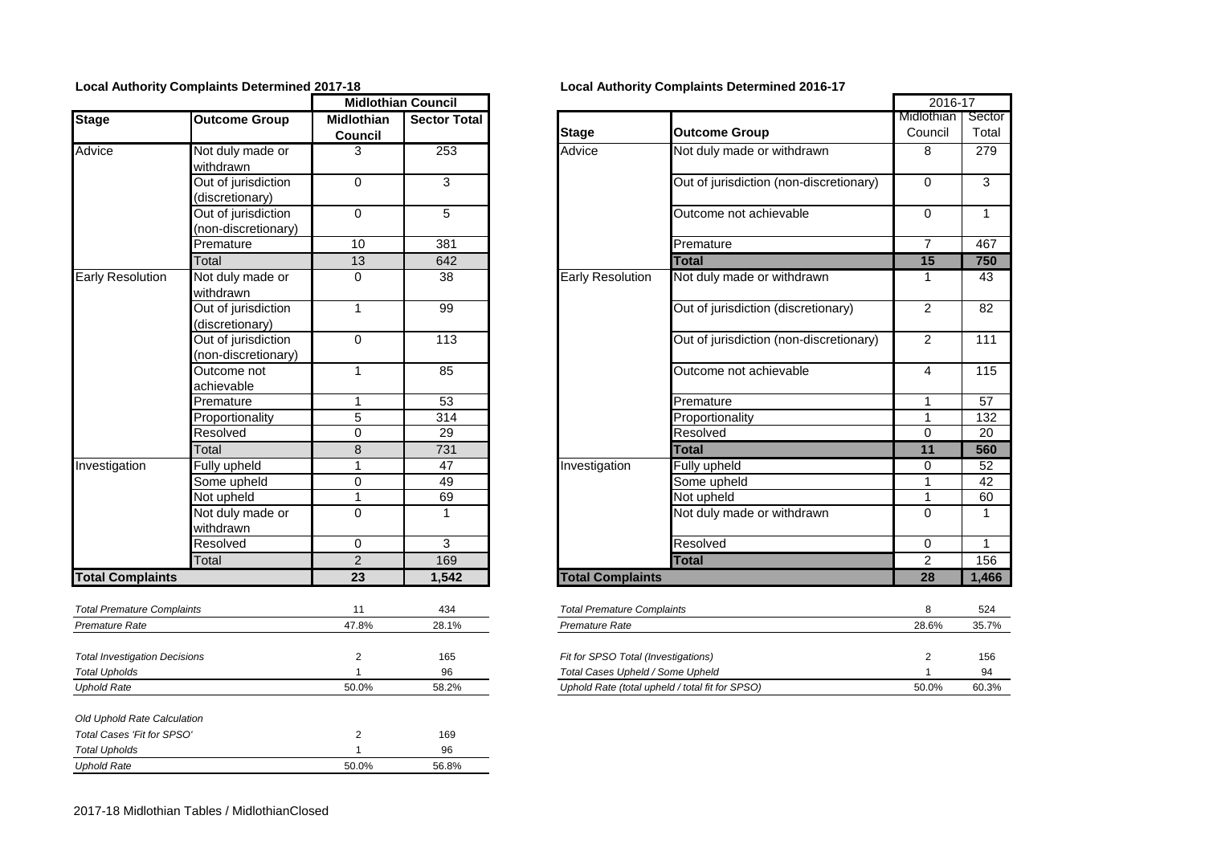**Local Authority Complaints Determined 2017-18**

| Stage | Outcome Group | Midlothian Council | |
|---|---|---|---|
| | | Midlothian Council | Sector Total |
| Advice | Not duly made or withdrawn | 3 | 253 |
| | Out of jurisdiction (discretionary) | 0 | 3 |
| | Out of jurisdiction (non-discretionary) | 0 | 5 |
| | Premature | 10 | 381 |
| | Total | 13 | 642 |
| Early Resolution | Not duly made or withdrawn | 0 | 38 |
| | Out of jurisdiction (discretionary) | 1 | 99 |
| | Out of jurisdiction (non-discretionary) | 0 | 113 |
| | Outcome not achievable | 1 | 85 |
| | Premature | 1 | 53 |
| | Proportionality | 5 | 314 |
| | Resolved | 0 | 29 |
| | Total | 8 | 731 |
| Investigation | Fully upheld | 1 | 47 |
| | Some upheld | 0 | 49 |
| | Not upheld | 1 | 69 |
| | Not duly made or withdrawn | 0 | 1 |
| | Resolved | 0 | 3 |
| | Total | 2 | 169 |
| **Total Complaints** | | **23** | **1,542** |

| | | |
|---|---|---|
| *Total Premature Complaints* | 11 | 434 |
| *Premature Rate* | 47.8% | 28.1% |
| *Total Investigation Decisions* | 2 | 165 |
| *Total Upholds* | 1 | 96 |
| *Uphold Rate* | 50.0% | 58.2% |
| *Old Uphold Rate Calculation* | | |
| *Total Cases 'Fit for SPSO'* | 2 | 169 |
| *Total Upholds* | 1 | 96 |
| *Uphold Rate* | 50.0% | 56.8% |

**Local Authority Complaints Determined 2016-17**

| Stage | Outcome Group | 2016-17 | |
|---|---|---|---|
| | | Midlothian Council | Sector Total |
| Advice | Not duly made or withdrawn | 8 | 279 |
| | Out of jurisdiction (non-discretionary) | 0 | 3 |
| | Outcome not achievable | 0 | 1 |
| | Premature | 7 | 467 |
| | **Total** | **15** | **750** |
| Early Resolution | Not duly made or withdrawn | 1 | 43 |
| | Out of jurisdiction (discretionary) | 2 | 82 |
| | Out of jurisdiction (non-discretionary) | 2 | 111 |
| | Outcome not achievable | 4 | 115 |
| | Premature | 1 | 57 |
| | Proportionality | 1 | 132 |
| | Resolved | 0 | 20 |
| | **Total** | **11** | **560** |
| Investigation | Fully upheld | 0 | 52 |
| | Some upheld | 1 | 42 |
| | Not upheld | 1 | 60 |
| | Not duly made or withdrawn | 0 | 1 |
| | Resolved | 0 | 1 |
| | **Total** | 2 | 156 |
| **Total Complaints** | | **28** | **1,466** |

| | | |
|---|---|---|
| *Total Premature Complaints* | 8 | 524 |
| *Premature Rate* | 28.6% | 35.7% |
| *Fit for SPSO Total (Investigations)* | 2 | 156 |
| *Total Cases Upheld / Some Upheld* | 1 | 94 |
| *Uphold Rate (total upheld / total fit for SPSO)* | 50.0% | 60.3% |

2017-18 Midlothian Tables / MidlothianClosed